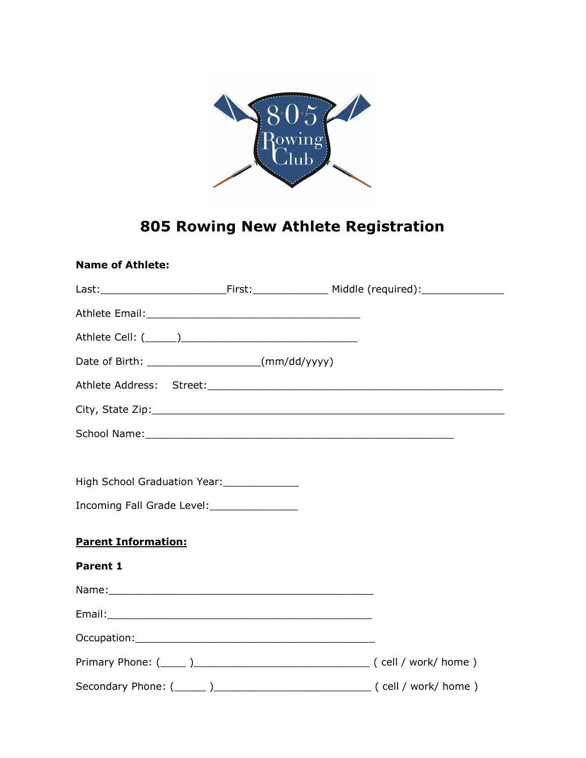# 805 Rowing New Athlete Registration

**Name of Athlete:**

Last:____________________First:____________ Middle (required):_____________

Athlete Email:__________________________________

Athlete Cell: (_____)____________________________

Date of Birth: __________________(mm/dd/yyyy)

Athlete Address: Street:_______________________________________________

City, State Zip:________________________________________________________

School Name:________________________________________________

High School Graduation Year:____________

Incoming Fall Grade Level:______________

**<u>Parent Information:</u>**

**Parent 1**

Name:__________________________________________

Email:__________________________________________

Occupation:_____________________________________

Primary Phone: (____ )____________________________ ( cell / work/ home )

Secondary Phone: (_____ )__________________________ ( cell / work/ home )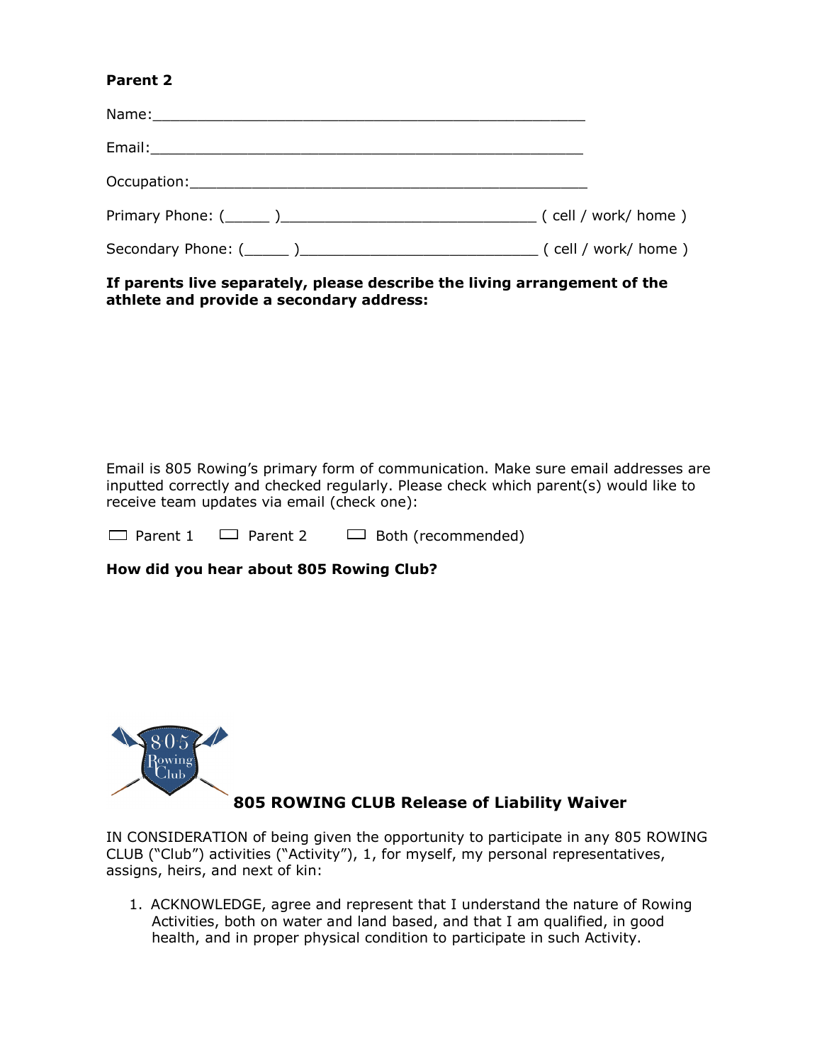**Parent 2**

Name:_______________________________________________

Email:_______________________________________________

Occupation:___________________________________________

Primary Phone: (_____ )___________________________ ( cell / work/ home )

Secondary Phone: (_____ )_________________________ ( cell / work/ home )

**If parents live separately, please describe the living arrangement of the athlete and provide a secondary address:**

Email is 805 Rowing's primary form of communication. Make sure email addresses are inputted correctly and checked regularly. Please check which parent(s) would like to receive team updates via email (check one):

☐ Parent 1 ☐ Parent 2 ☐ Both (recommended)

**How did you hear about 805 Rowing Club?**

## 805 ROWING CLUB Release of Liability Waiver

IN CONSIDERATION of being given the opportunity to participate in any 805 ROWING CLUB ("Club") activities ("Activity"), 1, for myself, my personal representatives, assigns, heirs, and next of kin:

1. ACKNOWLEDGE, agree and represent that I understand the nature of Rowing Activities, both on water and land based, and that I am qualified, in good health, and in proper physical condition to participate in such Activity.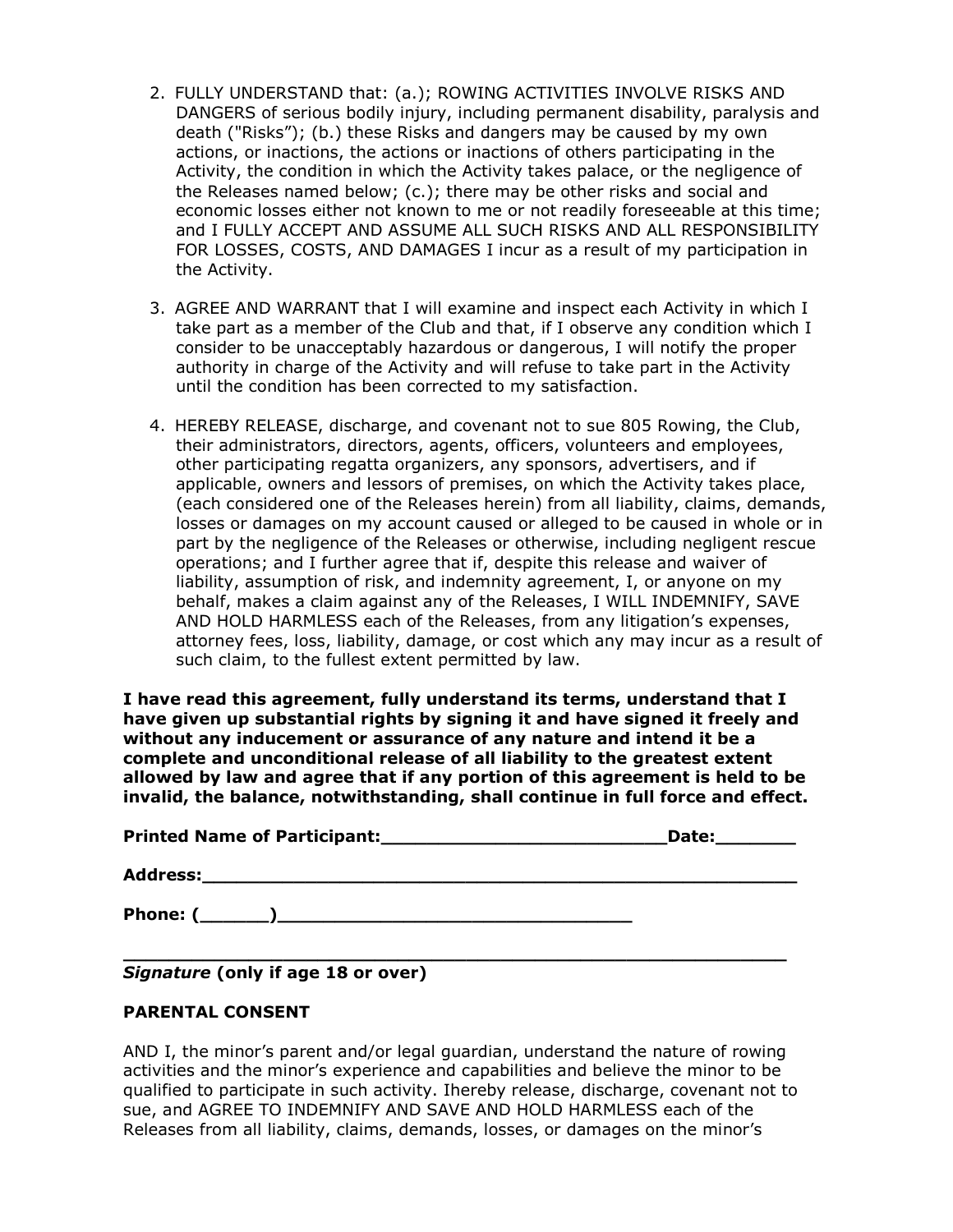2. FULLY UNDERSTAND that: (a.); ROWING ACTIVITIES INVOLVE RISKS AND DANGERS of serious bodily injury, including permanent disability, paralysis and death ("Risks"); (b.) these Risks and dangers may be caused by my own actions, or inactions, the actions or inactions of others participating in the Activity, the condition in which the Activity takes palace, or the negligence of the Releases named below; (c.); there may be other risks and social and economic losses either not known to me or not readily foreseeable at this time; and I FULLY ACCEPT AND ASSUME ALL SUCH RISKS AND ALL RESPONSIBILITY FOR LOSSES, COSTS, AND DAMAGES I incur as a result of my participation in the Activity.

3. AGREE AND WARRANT that I will examine and inspect each Activity in which I take part as a member of the Club and that, if I observe any condition which I consider to be unacceptably hazardous or dangerous, I will notify the proper authority in charge of the Activity and will refuse to take part in the Activity until the condition has been corrected to my satisfaction.

4. HEREBY RELEASE, discharge, and covenant not to sue 805 Rowing, the Club, their administrators, directors, agents, officers, volunteers and employees, other participating regatta organizers, any sponsors, advertisers, and if applicable, owners and lessors of premises, on which the Activity takes place, (each considered one of the Releases herein) from all liability, claims, demands, losses or damages on my account caused or alleged to be caused in whole or in part by the negligence of the Releases or otherwise, including negligent rescue operations; and I further agree that if, despite this release and waiver of liability, assumption of risk, and indemnity agreement, I, or anyone on my behalf, makes a claim against any of the Releases, I WILL INDEMNIFY, SAVE AND HOLD HARMLESS each of the Releases, from any litigation's expenses, attorney fees, loss, liability, damage, or cost which any may incur as a result of such claim, to the fullest extent permitted by law.

**I have read this agreement, fully understand its terms, understand that I have given up substantial rights by signing it and have signed it freely and without any inducement or assurance of any nature and intend it be a complete and unconditional release of all liability to the greatest extent allowed by law and agree that if any portion of this agreement is held to be invalid, the balance, notwithstanding, shall continue in full force and effect.**

**Printed Name of Participant:__________________________Date:_______**

**Address:________________________________________________________**

**Phone: (______)________________________________**

**_______________________________________________________________**
***Signature* (only if age 18 or over)**

**PARENTAL CONSENT**

AND I, the minor's parent and/or legal guardian, understand the nature of rowing activities and the minor's experience and capabilities and believe the minor to be qualified to participate in such activity. Ihereby release, discharge, covenant not to sue, and AGREE TO INDEMNIFY AND SAVE AND HOLD HARMLESS each of the Releases from all liability, claims, demands, losses, or damages on the minor's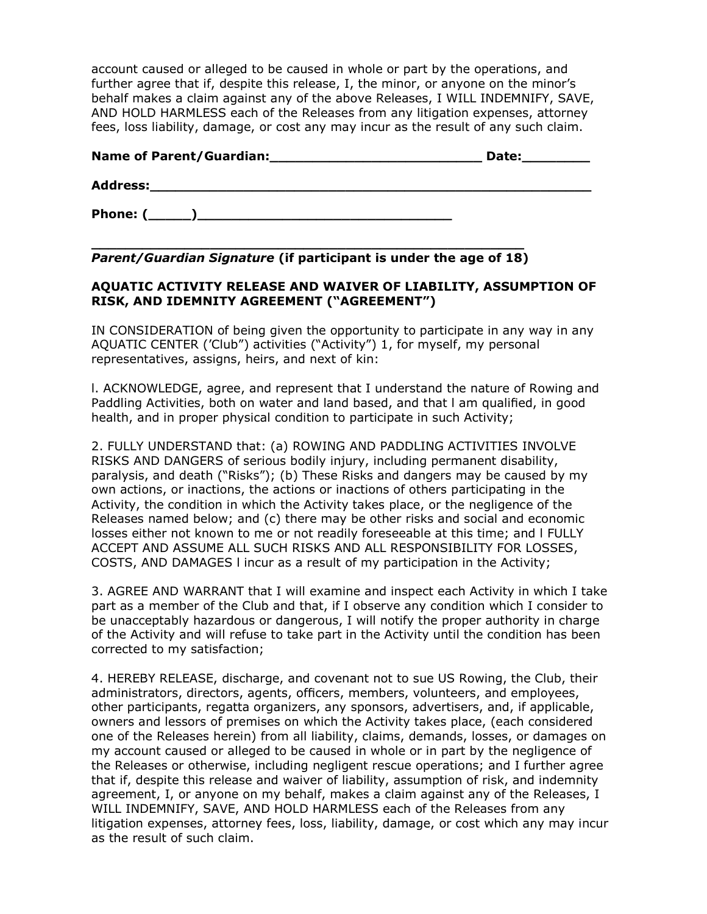account caused or alleged to be caused in whole or part by the operations, and further agree that if, despite this release, I, the minor, or anyone on the minor's behalf makes a claim against any of the above Releases, I WILL INDEMNIFY, SAVE, AND HOLD HARMLESS each of the Releases from any litigation expenses, attorney fees, loss liability, damage, or cost any may incur as the result of any such claim.

**Name of Parent/Guardian:__________________________ Date:________**

**Address:_____________________________________________________**

**Phone: (_____)______________________________**

**_____________________________________________________**

***Parent/Guardian Signature* (if participant is under the age of 18)**

**AQUATIC ACTIVITY RELEASE AND WAIVER OF LIABILITY, ASSUMPTION OF RISK, AND IDEMNITY AGREEMENT ("AGREEMENT")**

IN CONSIDERATION of being given the opportunity to participate in any way in any AQUATIC CENTER ('Club") activities ("Activity") 1, for myself, my personal representatives, assigns, heirs, and next of kin:

l. ACKNOWLEDGE, agree, and represent that I understand the nature of Rowing and Paddling Activities, both on water and land based, and that l am qualified, in good health, and in proper physical condition to participate in such Activity;

2. FULLY UNDERSTAND that: (a) ROWING AND PADDLING ACTIVITIES INVOLVE RISKS AND DANGERS of serious bodily injury, including permanent disability, paralysis, and death ("Risks"); (b) These Risks and dangers may be caused by my own actions, or inactions, the actions or inactions of others participating in the Activity, the condition in which the Activity takes place, or the negligence of the Releases named below; and (c) there may be other risks and social and economic losses either not known to me or not readily foreseeable at this time; and l FULLY ACCEPT AND ASSUME ALL SUCH RISKS AND ALL RESPONSIBILITY FOR LOSSES, COSTS, AND DAMAGES l incur as a result of my participation in the Activity;

3. AGREE AND WARRANT that I will examine and inspect each Activity in which I take part as a member of the Club and that, if I observe any condition which I consider to be unacceptably hazardous or dangerous, I will notify the proper authority in charge of the Activity and will refuse to take part in the Activity until the condition has been corrected to my satisfaction;

4. HEREBY RELEASE, discharge, and covenant not to sue US Rowing, the Club, their administrators, directors, agents, officers, members, volunteers, and employees, other participants, regatta organizers, any sponsors, advertisers, and, if applicable, owners and lessors of premises on which the Activity takes place, (each considered one of the Releases herein) from all liability, claims, demands, losses, or damages on my account caused or alleged to be caused in whole or in part by the negligence of the Releases or otherwise, including negligent rescue operations; and I further agree that if, despite this release and waiver of liability, assumption of risk, and indemnity agreement, I, or anyone on my behalf, makes a claim against any of the Releases, I WILL INDEMNIFY, SAVE, AND HOLD HARMLESS each of the Releases from any litigation expenses, attorney fees, loss, liability, damage, or cost which any may incur as the result of such claim.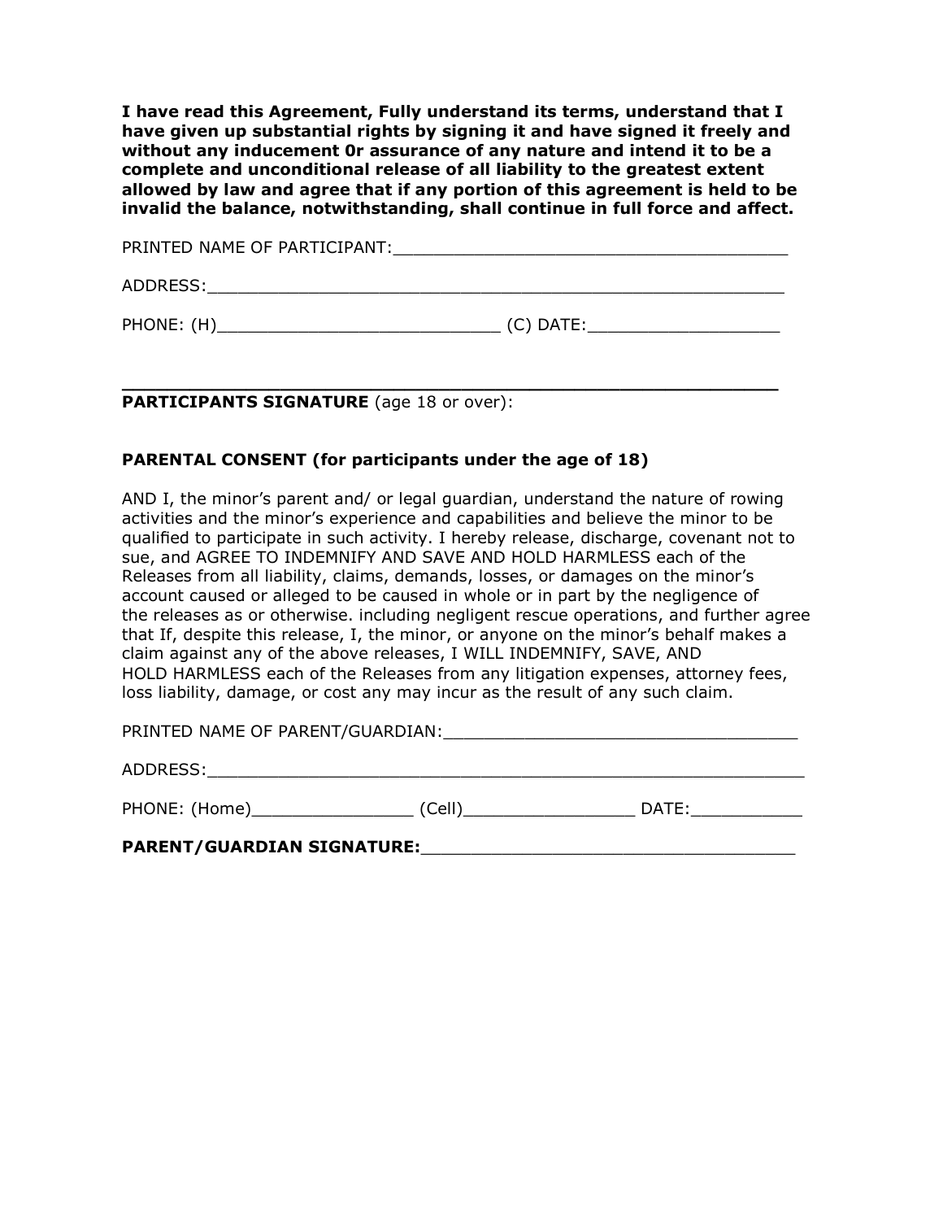**I have read this Agreement, Fully understand its terms, understand that I have given up substantial rights by signing it and have signed it freely and without any inducement 0r assurance of any nature and intend it to be a complete and unconditional release of all liability to the greatest extent allowed by law and agree that if any portion of this agreement is held to be invalid the balance, notwithstanding, shall continue in full force and affect.**

PRINTED NAME OF PARTICIPANT:_______________________________________

ADDRESS:_______________________________________________________

PHONE: (H)___________________________ (C) DATE:__________________

_______________________________________________________________
**PARTICIPANTS SIGNATURE** (age 18 or over):

**PARENTAL CONSENT (for participants under the age of 18)**

AND I, the minor's parent and/ or legal guardian, understand the nature of rowing activities and the minor's experience and capabilities and believe the minor to be qualified to participate in such activity. I hereby release, discharge, covenant not to sue, and AGREE TO INDEMNIFY AND SAVE AND HOLD HARMLESS each of the Releases from all liability, claims, demands, losses, or damages on the minor's account caused or alleged to be caused in whole or in part by the negligence of the releases as or otherwise. including negligent rescue operations, and further agree that If, despite this release, I, the minor, or anyone on the minor's behalf makes a claim against any of the above releases, I WILL INDEMNIFY, SAVE, AND HOLD HARMLESS each of the Releases from any litigation expenses, attorney fees, loss liability, damage, or cost any may incur as the result of any such claim.

PRINTED NAME OF PARENT/GUARDIAN:__________________________________

ADDRESS:__________________________________________________________

PHONE: (Home)________________ (Cell)_________________ DATE:___________

**PARENT/GUARDIAN SIGNATURE:**____________________________________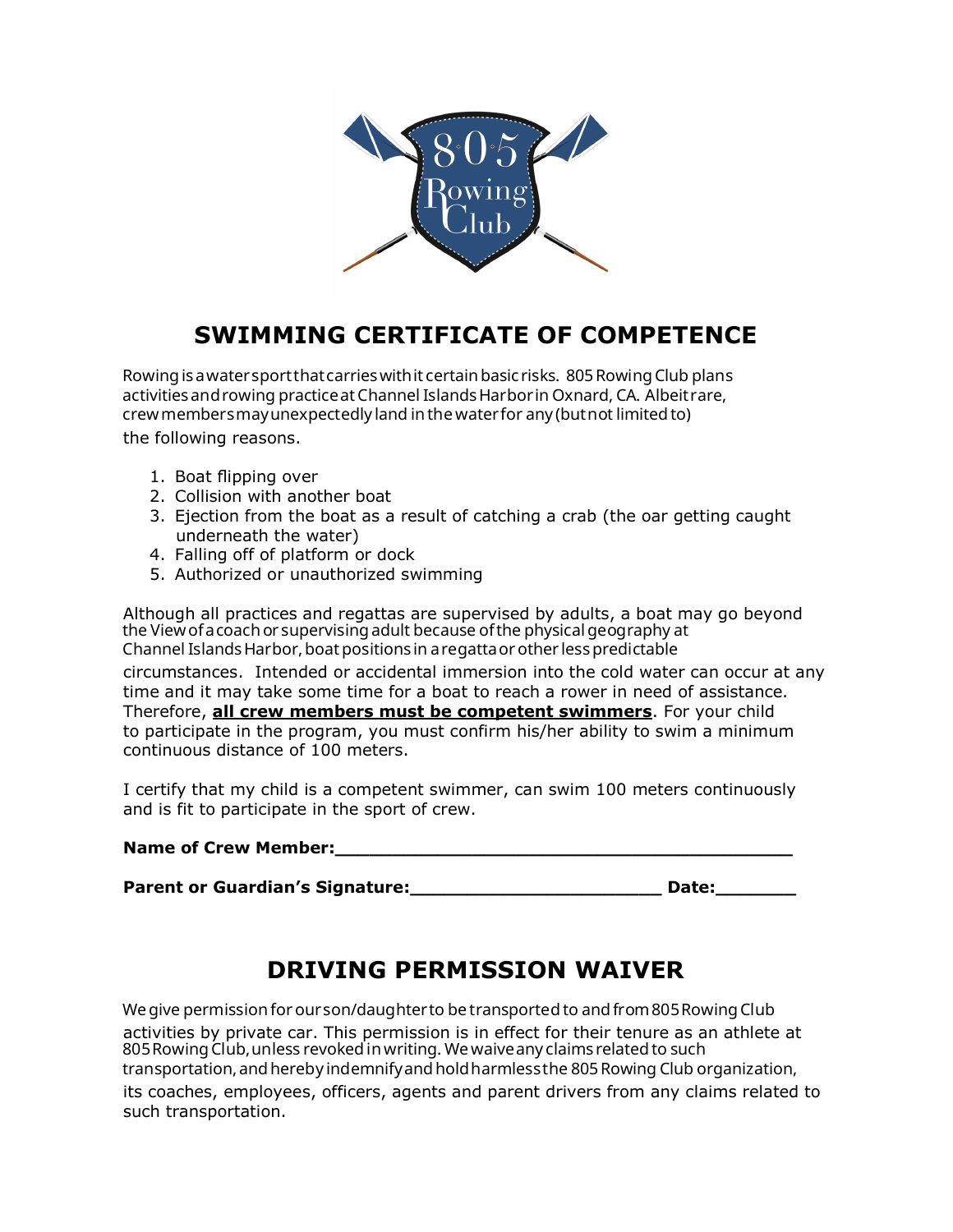# SWIMMING CERTIFICATE OF COMPETENCE

Rowing is a water sport that carries with it certain basic risks. 805 Rowing Club plans activities and rowing practice at Channel Islands Harbor in Oxnard, CA. Albeit rare, crew members may unexpectedly land in the water for any (but not limited to) the following reasons.

1. Boat flipping over
2. Collision with another boat
3. Ejection from the boat as a result of catching a crab (the oar getting caught underneath the water)
4. Falling off of platform or dock
5. Authorized or unauthorized swimming

Although all practices and regattas are supervised by adults, a boat may go beyond the View of a coach or supervising adult because of the physical geography at Channel Islands Harbor, boat positions in a regatta or other less predictable circumstances. Intended or accidental immersion into the cold water can occur at any time and it may take some time for a boat to reach a rower in need of assistance. Therefore, **<u>all crew members must be competent swimmers</u>**. For your child to participate in the program, you must confirm his/her ability to swim a minimum continuous distance of 100 meters.

I certify that my child is a competent swimmer, can swim 100 meters continuously and is fit to participate in the sport of crew.

**Name of Crew Member:**_________________________________________

**Parent or Guardian's Signature:**______________________ **Date:**_______

# DRIVING PERMISSION WAIVER

We give permission for our son/daughter to be transported to and from 805 Rowing Club activities by private car. This permission is in effect for their tenure as an athlete at 805 Rowing Club, unless revoked in writing. We waive any claims related to such transportation, and hereby indemnify and hold harmless the 805 Rowing Club organization, its coaches, employees, officers, agents and parent drivers from any claims related to such transportation.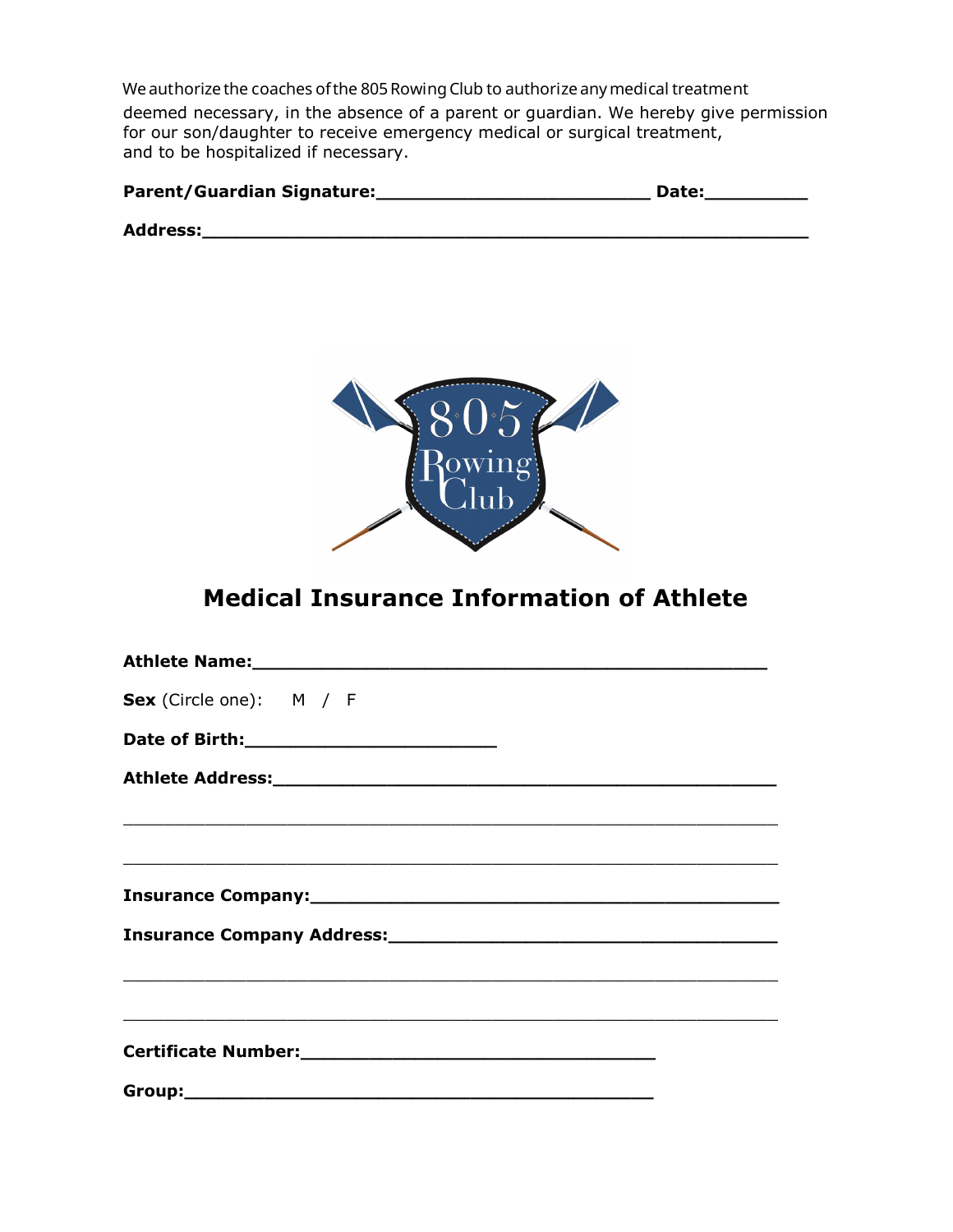We authorize the coaches of the 805 Rowing Club to authorize any medical treatment deemed necessary, in the absence of a parent or guardian. We hereby give permission for our son/daughter to receive emergency medical or surgical treatment, and to be hospitalized if necessary.

**Parent/Guardian Signature:**__________________________ **Date:**__________

**Address:**__________________________________________________________

# Medical Insurance Information of Athlete

**Athlete Name:**________________________________________________

**Sex** (Circle one): M / F

**Date of Birth:**________________________

**Athlete Address:**_______________________________________________

_____________________________________________________________

_____________________________________________________________

**Insurance Company:**____________________________________________

**Insurance Company Address:**_____________________________________

_____________________________________________________________

_____________________________________________________________

**Certificate Number:**__________________________________

**Group:**_____________________________________________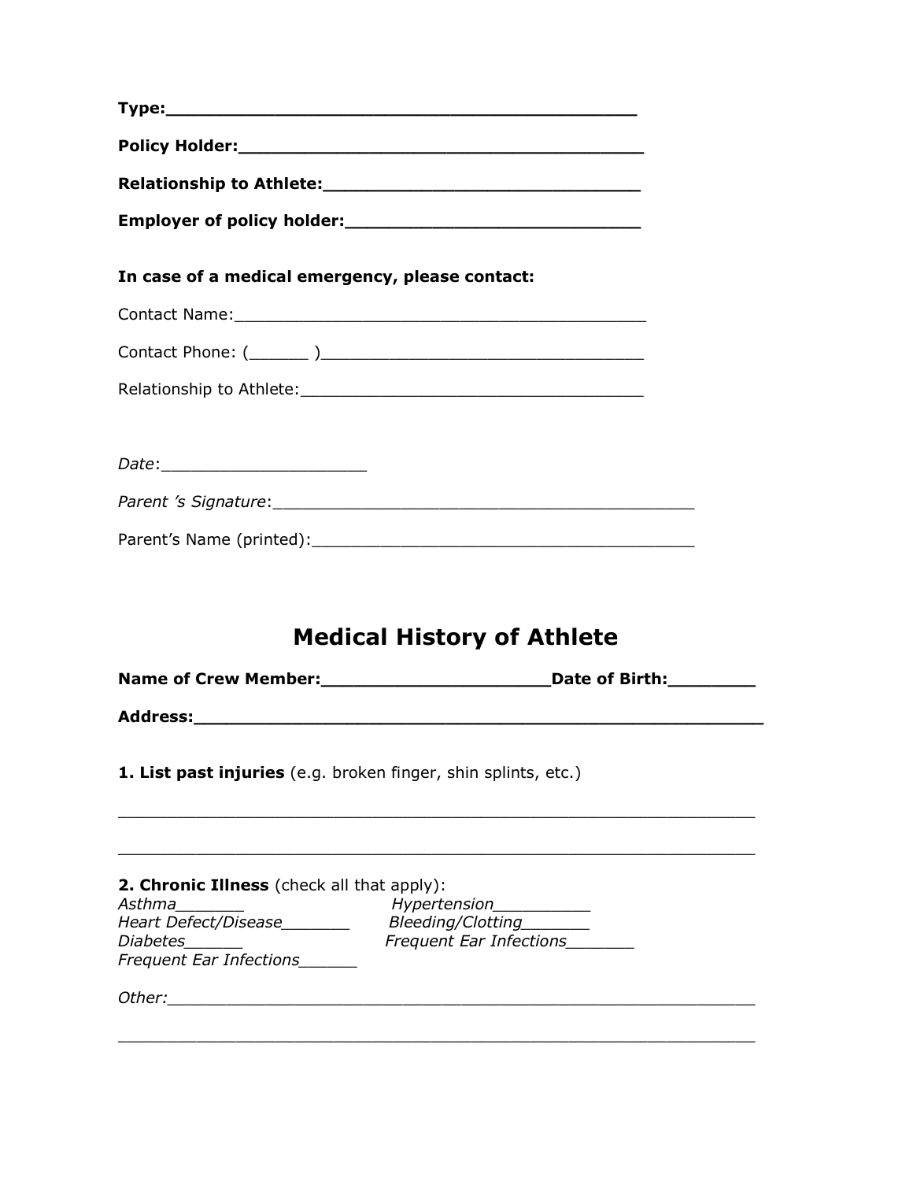**Type:**\_\_\_\_\_\_\_\_\_\_\_\_\_\_\_\_\_\_\_\_\_\_\_\_\_\_\_\_\_\_\_\_\_\_\_\_\_\_\_\_\_\_\_\_

**Policy Holder:**\_\_\_\_\_\_\_\_\_\_\_\_\_\_\_\_\_\_\_\_\_\_\_\_\_\_\_\_\_\_\_\_\_\_\_\_\_\_\_

**Relationship to Athlete:**\_\_\_\_\_\_\_\_\_\_\_\_\_\_\_\_\_\_\_\_\_\_\_\_\_\_\_\_\_\_

**Employer of policy holder:**\_\_\_\_\_\_\_\_\_\_\_\_\_\_\_\_\_\_\_\_\_\_\_\_\_\_\_\_

**In case of a medical emergency, please contact:**

Contact Name:\_\_\_\_\_\_\_\_\_\_\_\_\_\_\_\_\_\_\_\_\_\_\_\_\_\_\_\_\_\_\_\_\_\_\_\_\_\_\_\_\_\_

Contact Phone: (\_\_\_\_\_\_ )\_\_\_\_\_\_\_\_\_\_\_\_\_\_\_\_\_\_\_\_\_\_\_\_\_\_\_\_\_\_\_\_\_

Relationship to Athlete:\_\_\_\_\_\_\_\_\_\_\_\_\_\_\_\_\_\_\_\_\_\_\_\_\_\_\_\_\_\_\_\_\_\_\_

*Date*:\_\_\_\_\_\_\_\_\_\_\_\_\_\_\_\_\_\_\_\_\_

*Parent 's Signature*:\_\_\_\_\_\_\_\_\_\_\_\_\_\_\_\_\_\_\_\_\_\_\_\_\_\_\_\_\_\_\_\_\_\_\_\_\_\_\_\_\_\_\_

Parent's Name (printed):\_\_\_\_\_\_\_\_\_\_\_\_\_\_\_\_\_\_\_\_\_\_\_\_\_\_\_\_\_\_\_\_\_\_\_\_\_\_\_

## Medical History of Athlete

**Name of Crew Member:**\_\_\_\_\_\_\_\_\_\_\_\_\_\_\_\_\_\_\_\_\_\_**Date of Birth:**\_\_\_\_\_\_\_\_

**Address:**\_\_\_\_\_\_\_\_\_\_\_\_\_\_\_\_\_\_\_\_\_\_\_\_\_\_\_\_\_\_\_\_\_\_\_\_\_\_\_\_\_\_\_\_\_\_\_\_\_\_\_\_\_\_\_\_

**1. List past injuries** (e.g. broken finger, shin splints, etc.)

\_\_\_\_\_\_\_\_\_\_\_\_\_\_\_\_\_\_\_\_\_\_\_\_\_\_\_\_\_\_\_\_\_\_\_\_\_\_\_\_\_\_\_\_\_\_\_\_\_\_\_\_\_\_\_\_\_\_\_\_\_\_

\_\_\_\_\_\_\_\_\_\_\_\_\_\_\_\_\_\_\_\_\_\_\_\_\_\_\_\_\_\_\_\_\_\_\_\_\_\_\_\_\_\_\_\_\_\_\_\_\_\_\_\_\_\_\_\_\_\_\_\_\_\_

**2. Chronic Illness** (check all that apply):

*Asthma*\_\_\_\_\_\_\_ *Hypertension*\_\_\_\_\_\_\_\_\_\_

*Heart Defect/Disease*\_\_\_\_\_\_\_ *Bleeding/Clotting*\_\_\_\_\_\_\_

*Diabetes*\_\_\_\_\_\_ *Frequent Ear Infections*\_\_\_\_\_\_\_

*Frequent Ear Infections*\_\_\_\_\_\_

*Other:*\_\_\_\_\_\_\_\_\_\_\_\_\_\_\_\_\_\_\_\_\_\_\_\_\_\_\_\_\_\_\_\_\_\_\_\_\_\_\_\_\_\_\_\_\_\_\_\_\_\_\_\_\_\_\_\_\_\_\_

\_\_\_\_\_\_\_\_\_\_\_\_\_\_\_\_\_\_\_\_\_\_\_\_\_\_\_\_\_\_\_\_\_\_\_\_\_\_\_\_\_\_\_\_\_\_\_\_\_\_\_\_\_\_\_\_\_\_\_\_\_\_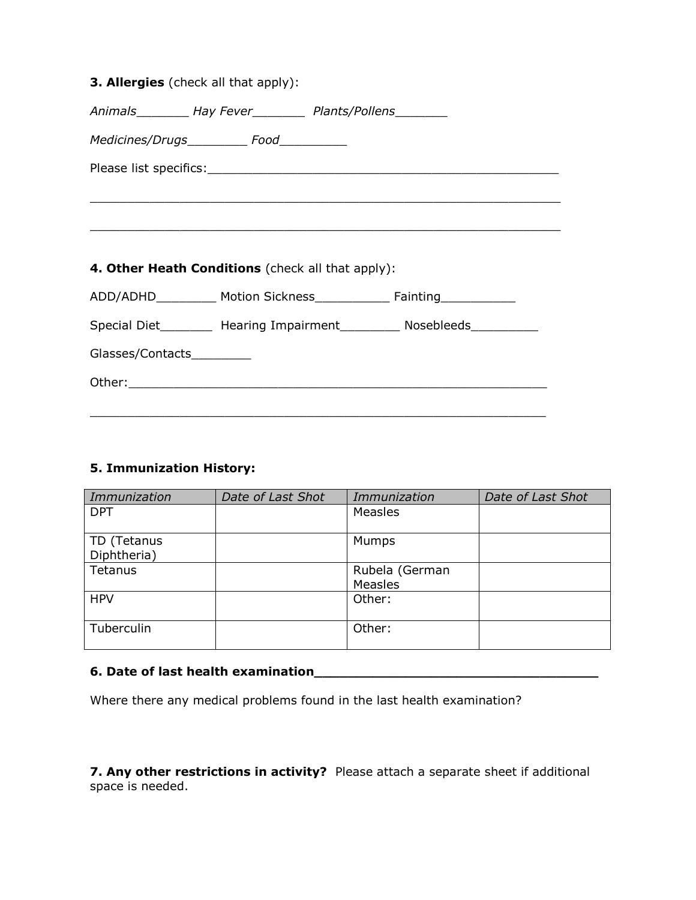**3. Allergies** (check all that apply):

*Animals*_______ *Hay Fever*_______ *Plants/Pollens*_______

*Medicines/Drugs*________ *Food*_________

Please list specifics:_________________________________________________

_________________________________________________________________

_________________________________________________________________

**4. Other Heath Conditions** (check all that apply):

ADD/ADHD________ Motion Sickness__________ Fainting__________

Special Diet_______ Hearing Impairment________ Nosebleeds_________

Glasses/Contacts________

Other:_________________________________________________________

_______________________________________________________________

**5. Immunization History:**

| *Immunization* | *Date of Last Shot* | *Immunization* | *Date of Last Shot* |
|---|---|---|---|
| DPT | | Measles | |
| TD (Tetanus Diphtheria) | | Mumps | |
| Tetanus | | Rubela (German Measles | |
| HPV | | Other: | |
| Tuberculin | | Other: | |

**6. Date of last health examination**___________________________________

Where there any medical problems found in the last health examination?

**7. Any other restrictions in activity?** Please attach a separate sheet if additional space is needed.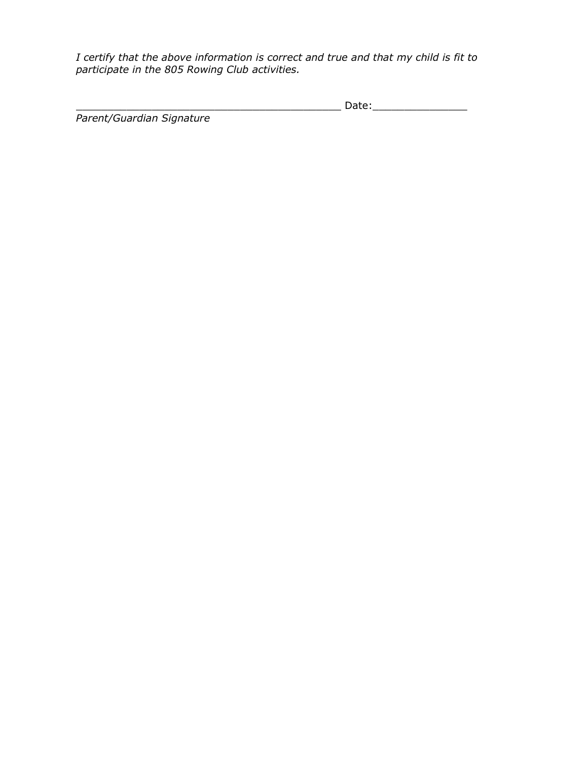*I certify that the above information is correct and true and that my child is fit to participate in the 805 Rowing Club activities.*

_____________________________________________ Date:________________
*Parent/Guardian Signature*